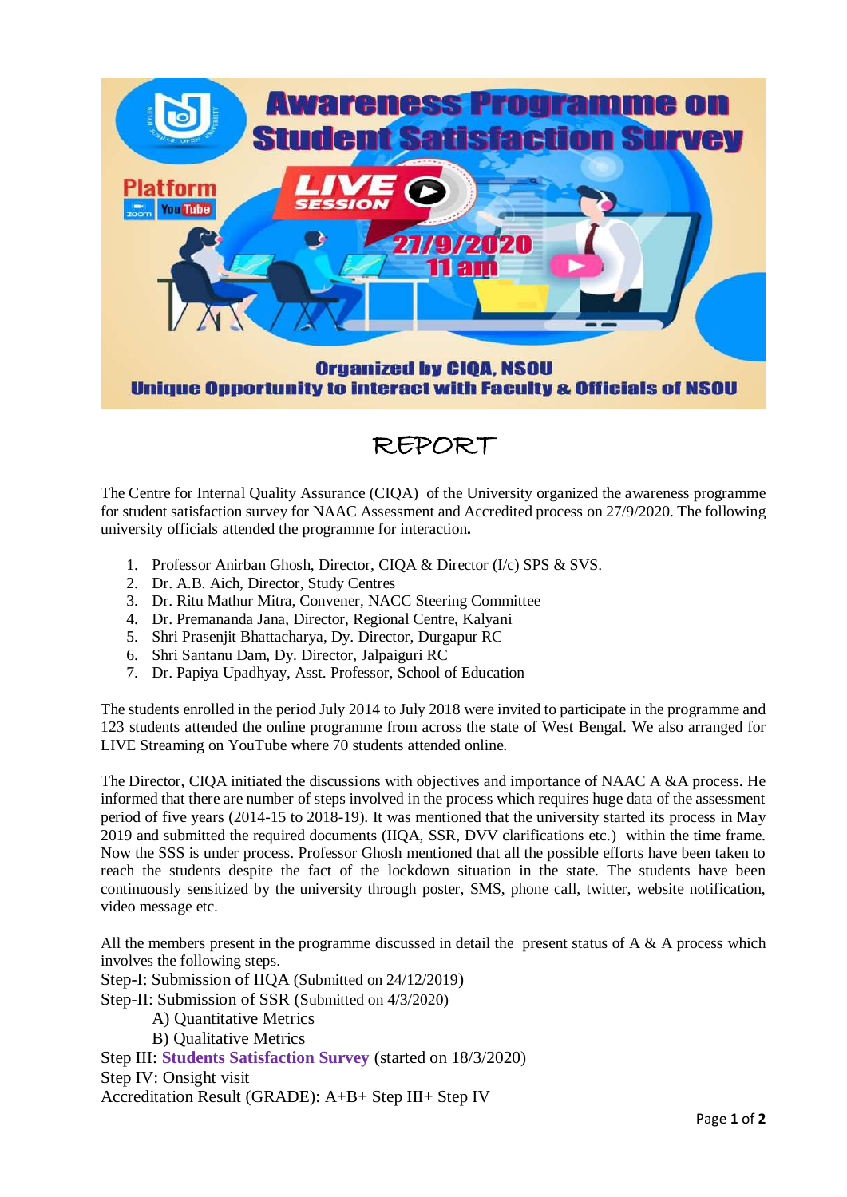# Awareness Programme on Student Satisfaction Survey

Platform: Zoom, YouTube

LIVE SESSION

27/9/2020
11 am

Organized by CIQA, NSOU

Unique Opportunity to interact with Faculty & Officials of NSOU

# REPORT

The Centre for Internal Quality Assurance (CIQA) of the University organized the awareness programme for student satisfaction survey for NAAC Assessment and Accredited process on 27/9/2020. The following university officials attended the programme for interaction**.**

1. Professor Anirban Ghosh, Director, CIQA & Director (I/c) SPS & SVS.
2. Dr. A.B. Aich, Director, Study Centres
3. Dr. Ritu Mathur Mitra, Convener, NACC Steering Committee
4. Dr. Premananda Jana, Director, Regional Centre, Kalyani
5. Shri Prasenjit Bhattacharya, Dy. Director, Durgapur RC
6. Shri Santanu Dam, Dy. Director, Jalpaiguri RC
7. Dr. Papiya Upadhyay, Asst. Professor, School of Education

The students enrolled in the period July 2014 to July 2018 were invited to participate in the programme and 123 students attended the online programme from across the state of West Bengal. We also arranged for LIVE Streaming on YouTube where 70 students attended online.

The Director, CIQA initiated the discussions with objectives and importance of NAAC A &A process. He informed that there are number of steps involved in the process which requires huge data of the assessment period of five years (2014-15 to 2018-19). It was mentioned that the university started its process in May 2019 and submitted the required documents (IIQA, SSR, DVV clarifications etc.) within the time frame. Now the SSS is under process. Professor Ghosh mentioned that all the possible efforts have been taken to reach the students despite the fact of the lockdown situation in the state. The students have been continuously sensitized by the university through poster, SMS, phone call, twitter, website notification, video message etc.

All the members present in the programme discussed in detail the present status of A & A process which involves the following steps.

Step-I: Submission of IIQA (Submitted on 24/12/2019)

Step-II: Submission of SSR (Submitted on 4/3/2020)

- A) Quantitative Metrics
- B) Qualitative Metrics

Step III: **Students Satisfaction Survey** (started on 18/3/2020)

Step IV: Onsight visit

Accreditation Result (GRADE): A+B+ Step III+ Step IV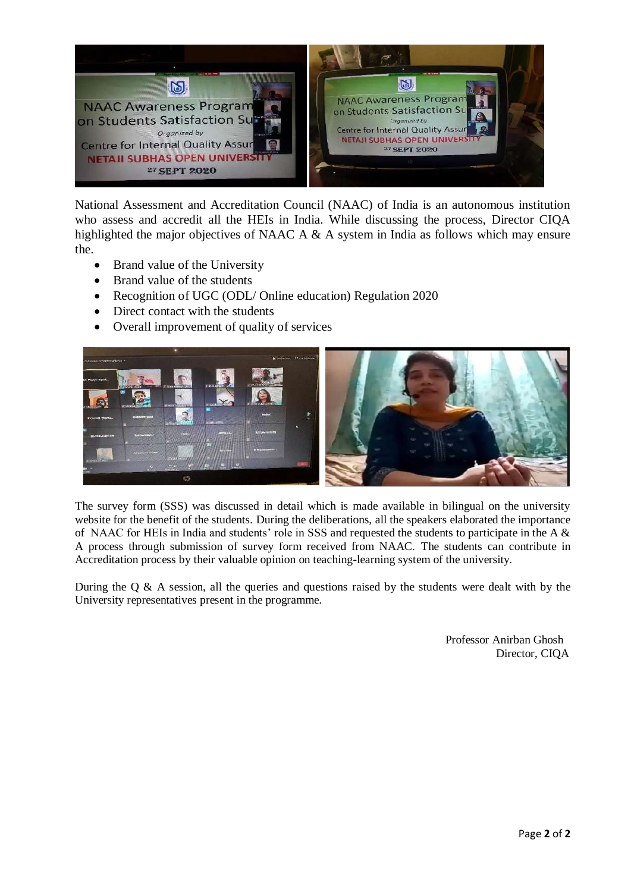National Assessment and Accreditation Council (NAAC) of India is an autonomous institution who assess and accredit all the HEIs in India. While discussing the process, Director CIQA highlighted the major objectives of NAAC A & A system in India as follows which may ensure the.

- Brand value of the University
- Brand value of the students
- Recognition of UGC (ODL/ Online education) Regulation 2020
- Direct contact with the students
- Overall improvement of quality of services

The survey form (SSS) was discussed in detail which is made available in bilingual on the university website for the benefit of the students. During the deliberations, all the speakers elaborated the importance of NAAC for HEIs in India and students' role in SSS and requested the students to participate in the A & A process through submission of survey form received from NAAC. The students can contribute in Accreditation process by their valuable opinion on teaching-learning system of the university.

During the Q & A session, all the queries and questions raised by the students were dealt with by the University representatives present in the programme.

Professor Anirban Ghosh
Director, CIQA